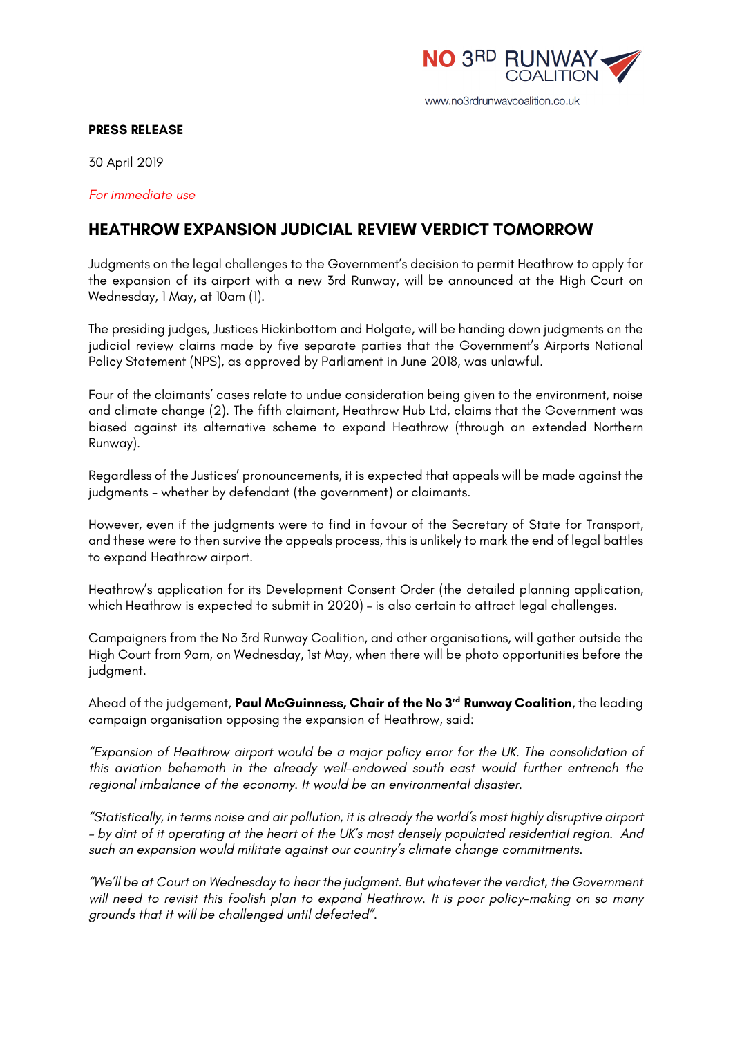NO 3RD RUNWAY COALITION

www.no3rdrunwaycoalition.co.uk

**PRESS RELEASE**

30 April 2019

*For immediate use*

## HEATHROW EXPANSION JUDICIAL REVIEW VERDICT TOMORROW

Judgments on the legal challenges to the Government's decision to permit Heathrow to apply for the expansion of its airport with a new 3rd Runway, will be announced at the High Court on Wednesday, 1 May, at 10am (1).

The presiding judges, Justices Hickinbottom and Holgate, will be handing down judgments on the judicial review claims made by five separate parties that the Government's Airports National Policy Statement (NPS), as approved by Parliament in June 2018, was unlawful.

Four of the claimants' cases relate to undue consideration being given to the environment, noise and climate change (2). The fifth claimant, Heathrow Hub Ltd, claims that the Government was biased against its alternative scheme to expand Heathrow (through an extended Northern Runway).

Regardless of the Justices' pronouncements, it is expected that appeals will be made against the judgments – whether by defendant (the government) or claimants.

However, even if the judgments were to find in favour of the Secretary of State for Transport, and these were to then survive the appeals process, this is unlikely to mark the end of legal battles to expand Heathrow airport.

Heathrow's application for its Development Consent Order (the detailed planning application, which Heathrow is expected to submit in 2020) – is also certain to attract legal challenges.

Campaigners from the No 3rd Runway Coalition, and other organisations, will gather outside the High Court from 9am, on Wednesday, 1st May, when there will be photo opportunities before the judgment.

Ahead of the judgement, **Paul McGuinness, Chair of the No 3rd Runway Coalition**, the leading campaign organisation opposing the expansion of Heathrow, said:

*"Expansion of Heathrow airport would be a major policy error for the UK. The consolidation of this aviation behemoth in the already well-endowed south east would further entrench the regional imbalance of the economy. It would be an environmental disaster.*

*"Statistically, in terms noise and air pollution, it is already the world's most highly disruptive airport – by dint of it operating at the heart of the UK's most densely populated residential region. And such an expansion would militate against our country's climate change commitments.*

*"We'll be at Court on Wednesday to hear the judgment. But whatever the verdict, the Government will need to revisit this foolish plan to expand Heathrow. It is poor policy-making on so many grounds that it will be challenged until defeated".*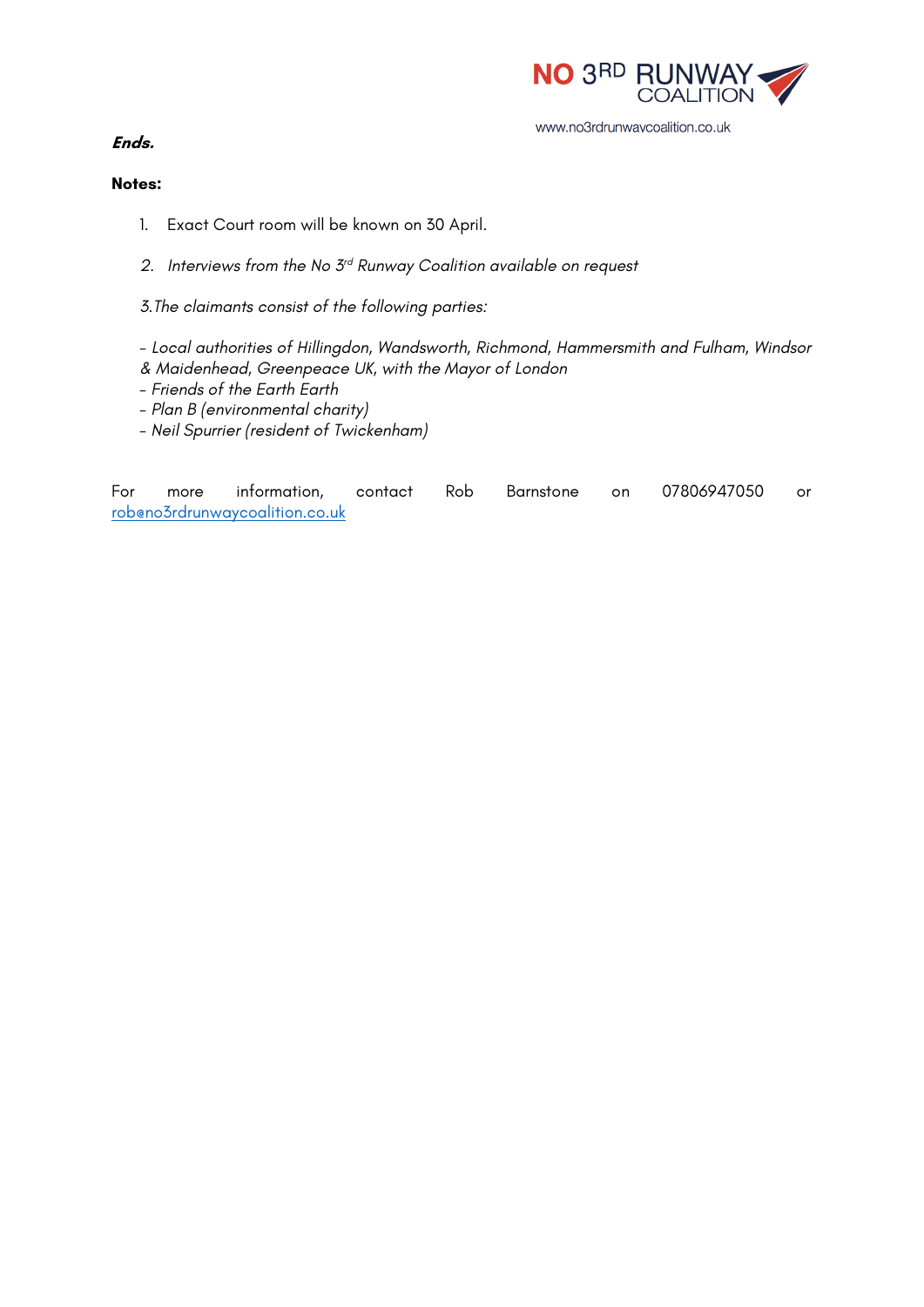***Ends.***

**Notes:**

1. Exact Court room will be known on 30 April.

2. *Interviews from the No 3rd Runway Coalition available on request*

*3.The claimants consist of the following parties:*

- *Local authorities of Hillingdon, Wandsworth, Richmond, Hammersmith and Fulham, Windsor & Maidenhead, Greenpeace UK, with the Mayor of London*
- *Friends of the Earth Earth*
- *Plan B (environmental charity)*
- *Neil Spurrier (resident of Twickenham)*

For more information, contact Rob Barnstone on 07806947050 or rob@no3rdrunwaycoalition.co.uk